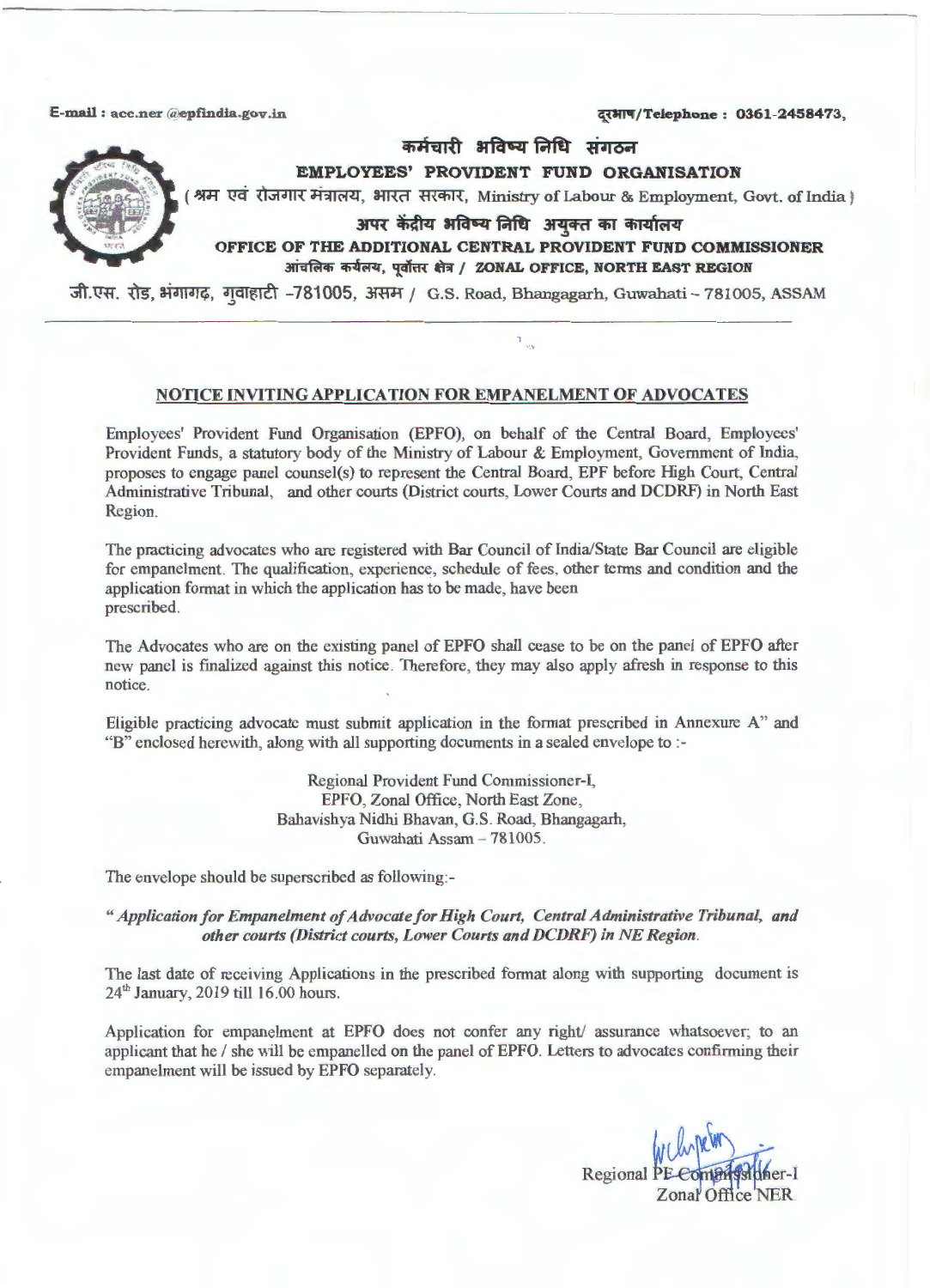E-mail : acc.ner @epfindia.gov.in

दूरभाष/Telephone : 0361-2458473,

कर्मचारी भविष्य निधि संगठन
**EMPLOYEES' PROVIDENT FUND ORGANISATION**
( श्रम एवं रोजगार मंत्रालय, भारत सरकार, Ministry of Labour & Employment, Govt. of India )
अपर केंद्रीय भविष्य निधि अयुक्त का कार्यालय
**OFFICE OF THE ADDITIONAL CENTRAL PROVIDENT FUND COMMISSIONER**
आंचलिक कर्यालय, पूर्वोत्तर क्षेत्र / **ZONAL OFFICE, NORTH EAST REGION**
जी.एस. रोड, भंगागढ़, गुवाहाटी -781005, असम / G.S. Road, Bhangagarh, Guwahati – 781005, ASSAM

## NOTICE INVITING APPLICATION FOR EMPANELMENT OF ADVOCATES

Employees' Provident Fund Organisation (EPFO), on behalf of the Central Board, Employees' Provident Funds, a statutory body of the Ministry of Labour & Employment, Government of India, proposes to engage panel counsel(s) to represent the Central Board, EPF before High Court, Central Administrative Tribunal, and other courts (District courts, Lower Courts and DCDRF) in North East Region.

The practicing advocates who are registered with Bar Council of India/State Bar Council are eligible for empanelment. The qualification, experience, schedule of fees, other terms and condition and the application format in which the application has to be made, have been prescribed.

The Advocates who are on the existing panel of EPFO shall cease to be on the panel of EPFO after new panel is finalized against this notice. Therefore, they may also apply afresh in response to this notice.

Eligible practicing advocate must submit application in the format prescribed in Annexure A" and "B" enclosed herewith, along with all supporting documents in a sealed envelope to :-

Regional Provident Fund Commissioner-I,
EPFO, Zonal Office, North East Zone,
Bahavishya Nidhi Bhavan, G.S. Road, Bhangagarh,
Guwahati Assam – 781005.

The envelope should be superscribed as following:-

*" Application for Empanelment of Advocate for High Court, Central Administrative Tribunal, and other courts (District courts, Lower Courts and DCDRF) in NE Region.*

The last date of receiving Applications in the prescribed format along with supporting document is 24th January, 2019 till 16.00 hours.

Application for empanelment at EPFO does not confer any right/ assurance whatsoever; to an applicant that he / she will be empanelled on the panel of EPFO. Letters to advocates confirming their empanelment will be issued by EPFO separately.

Regional PF Commissioner-I
Zonal Office NER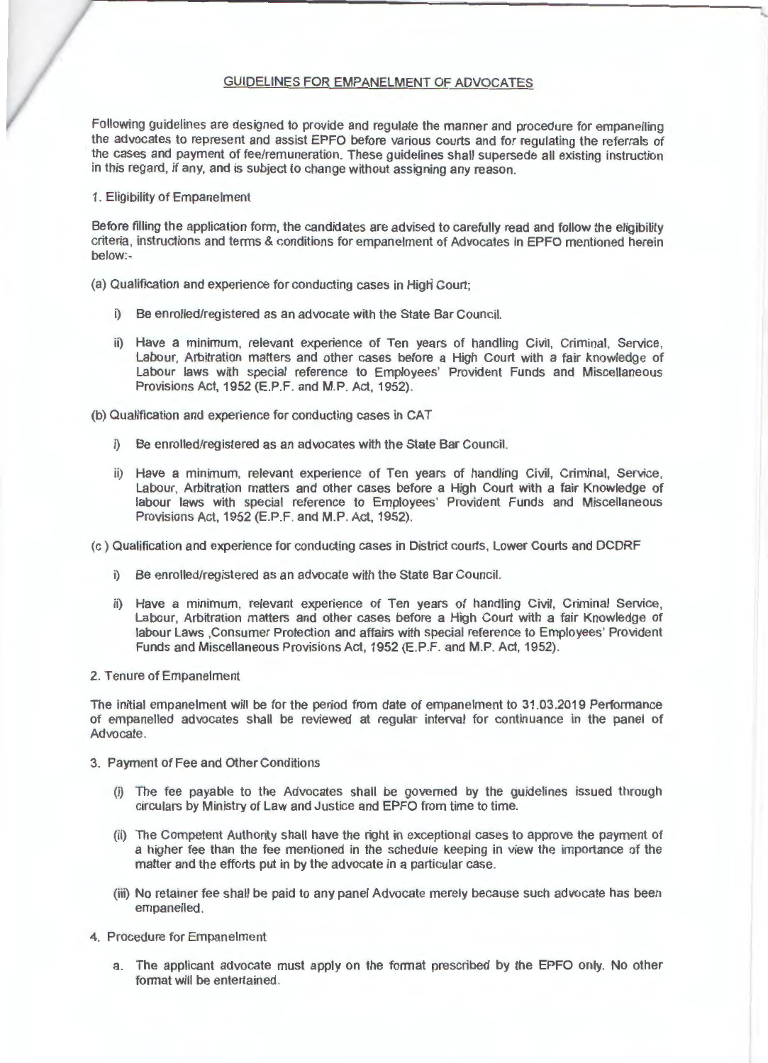## GUIDELINES FOR EMPANELMENT OF ADVOCATES

Following guidelines are designed to provide and regulate the manner and procedure for empanelling the advocates to represent and assist EPFO before various courts and for regulating the referrals of the cases and payment of fee/remuneration. These guidelines shall supersede all existing instruction in this regard, if any, and is subject to change without assigning any reason.

### 1. Eligibility of Empanelment

Before filling the application form, the candidates are advised to carefully read and follow the eligibility criteria, instructions and terms & conditions for empanelment of Advocates in EPFO mentioned herein below:-

(a) Qualification and experience for conducting cases in High Court;

i) Be enrolled/registered as an advocate with the State Bar Council.

ii) Have a minimum, relevant experience of Ten years of handling Civil, Criminal, Service, Labour, Arbitration matters and other cases before a High Court with a fair knowledge of Labour laws with special reference to Employees' Provident Funds and Miscellaneous Provisions Act, 1952 (E.P.F. and M.P. Act, 1952).

(b) Qualification and experience for conducting cases in CAT

i) Be enrolled/registered as an advocates with the State Bar Council.

ii) Have a minimum, relevant experience of Ten years of handling Civil, Criminal, Service, Labour, Arbitration matters and other cases before a High Court with a fair Knowledge of labour lews with special reference to Employees' Provident Funds and Miscellaneous Provisions Act, 1952 (E.P.F. and M.P. Act, 1952).

(c ) Qualification and experience for conducting cases in District courts, Lower Courts and DCDRF

i) Be enrolled/registered as an advocate with the State Bar Council.

ii) Have a minimum, relevant experience of Ten years of handling Civil, Criminal Service, Labour, Arbitration matters and other cases before a High Court with a fair Knowledge of labour Laws ,Consumer Protection and affairs with special reference to Employees' Provident Funds and Miscellaneous Provisions Act, 1952 (E.P.F. and M.P. Act, 1952).

### 2. Tenure of Empanelment

The initial empanelment will be for the period from date of empanelment to 31.03.2019 Performance of empanelled advocates shall be reviewed at regular interval for continuance in the panel of Advocate.

### 3. Payment of Fee and Other Conditions

(i) The fee payable to the Advocates shall be governed by the guidelines issued through circulars by Ministry of Law and Justice and EPFO from time to time.

(ii) The Competent Authority shall have the right in exceptional cases to approve the payment of a higher fee than the fee mentioned in the schedule keeping in view the importance of the matter and the efforts put in by the advocate in a particular case.

(iii) No retainer fee shall be paid to any panel Advocate merely because such advocate has been empanelled.

### 4. Procedure for Empanelment

a. The applicant advocate must apply on the format prescribed by the EPFO only. No other format will be entertained.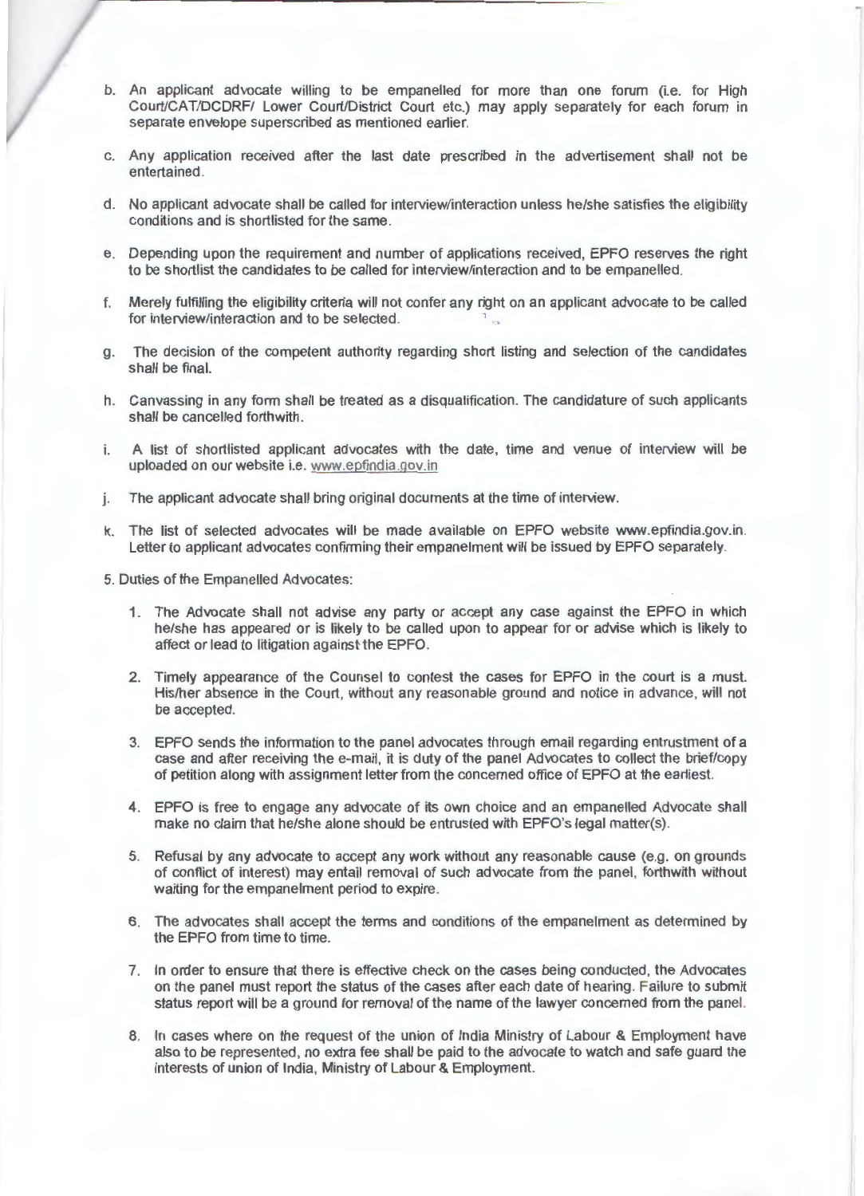b. An applicant advocate willing to be empanelled for more than one forum (i.e. for High Court/CAT/DCDRF/ Lower Court/District Court etc.) may apply separately for each forum in separate envelope superscribed as mentioned earlier.

c. Any application received after the last date prescribed in the advertisement shall not be entertained.

d. No applicant advocate shall be called for interview/interaction unless he/she satisfies the eligibility conditions and is shortlisted for the same.

e. Depending upon the requirement and number of applications received, EPFO reserves the right to be shortlist the candidates to be called for interview/interaction and to be empanelled.

f. Merely fulfilling the eligibility criteria will not confer any right on an applicant advocate to be called for interview/interaction and to be selected.

g. The decision of the competent authority regarding short listing and selection of the candidates shall be final.

h. Canvassing in any form shall be treated as a disqualification. The candidature of such applicants shall be cancelled forthwith.

i. A list of shortlisted applicant advocates with the date, time and venue of interview will be uploaded on our website i.e. www.epfindia.gov.in

j. The applicant advocate shall bring original documents at the time of interview.

k. The list of selected advocates will be made available on EPFO website www.epfindia.gov.in. Letter to applicant advocates confirming their empanelment will be issued by EPFO separately.

5. Duties of the Empanelled Advocates:

1. The Advocate shall not advise any party or accept any case against the EPFO in which he/she has appeared or is likely to be called upon to appear for or advise which is likely to affect or lead to litigation against the EPFO.

2. Timely appearance of the Counsel to contest the cases for EPFO in the court is a must. His/her absence in the Court, without any reasonable ground and notice in advance, will not be accepted.

3. EPFO sends the information to the panel advocates through email regarding entrustment of a case and after receiving the e-mail, it is duty of the panel Advocates to collect the brief/copy of petition along with assignment letter from the concerned office of EPFO at the earliest.

4. EPFO is free to engage any advocate of its own choice and an empanelled Advocate shall make no claim that he/she alone should be entrusted with EPFO's legal matter(s).

5. Refusal by any advocate to accept any work without any reasonable cause (e.g. on grounds of conflict of interest) may entail removal of such advocate from the panel, forthwith without waiting for the empanelment period to expire.

6. The advocates shall accept the terms and conditions of the empanelment as determined by the EPFO from time to time.

7. In order to ensure that there is effective check on the cases being conducted, the Advocates on the panel must report the status of the cases after each date of hearing. Failure to submit status report will be a ground for removal of the name of the lawyer concerned from the panel.

8. In cases where on the request of the union of India Ministry of Labour & Employment have also to be represented, no extra fee shall be paid to the advocate to watch and safe guard the interests of union of India, Ministry of Labour & Employment.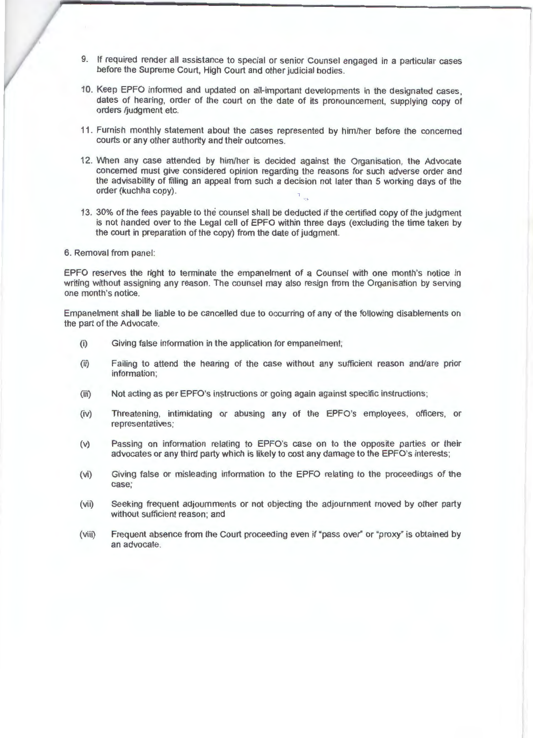9. If required render all assistance to special or senior Counsel engaged in a particular cases before the Supreme Court, High Court and other judicial bodies.

10. Keep EPFO informed and updated on all-important developments in the designated cases, dates of hearing, order of the court on the date of its pronouncement, supplying copy of orders /judgment etc.

11. Furnish monthly statement about the cases represented by him/her before the concerned courts or any other authority and their outcomes.

12. When any case attended by him/her is decided against the Organisation, the Advocate concerned must give considered opinion regarding the reasons for such adverse order and the advisability of filling an appeal from such a decision not later than 5 working days of the order (kuchha copy).

13. 30% of the fees payable to the counsel shall be deducted if the certified copy of the judgment is not handed over to the Legal cell of EPFO within three days (excluding the time taken by the court in preparation of the copy) from the date of judgment.

6. Removal from panel:

EPFO reserves the right to terminate the empanelment of a Counsel with one month's notice in writing without assigning any reason. The counsel may also resign from the Organisation by serving one month's notice.

Empanelment shall be liable to be cancelled due to occurring of any of the following disablements on the part of the Advocate.

(i) Giving false information in the application for empanelment;

(ii) Failing to attend the hearing of the case without any sufficient reason and/are prior information;

(iii) Not acting as per EPFO's instructions or going again against specific instructions;

(iv) Threatening, intimidating or abusing any of the EPFO's employees, officers, or representatives;

(v) Passing on information relating to EPFO's case on to the opposite parties or their advocates or any third party which is likely to cost any damage to the EPFO's interests;

(vi) Giving false or misleading information to the EPFO relating to the proceedings of the case;

(vii) Seeking frequent adjournments or not objecting the adjournment moved by other party without sufficient reason; and

(viii) Frequent absence from the Court proceeding even if "pass over" or "proxy" is obtained by an advocate.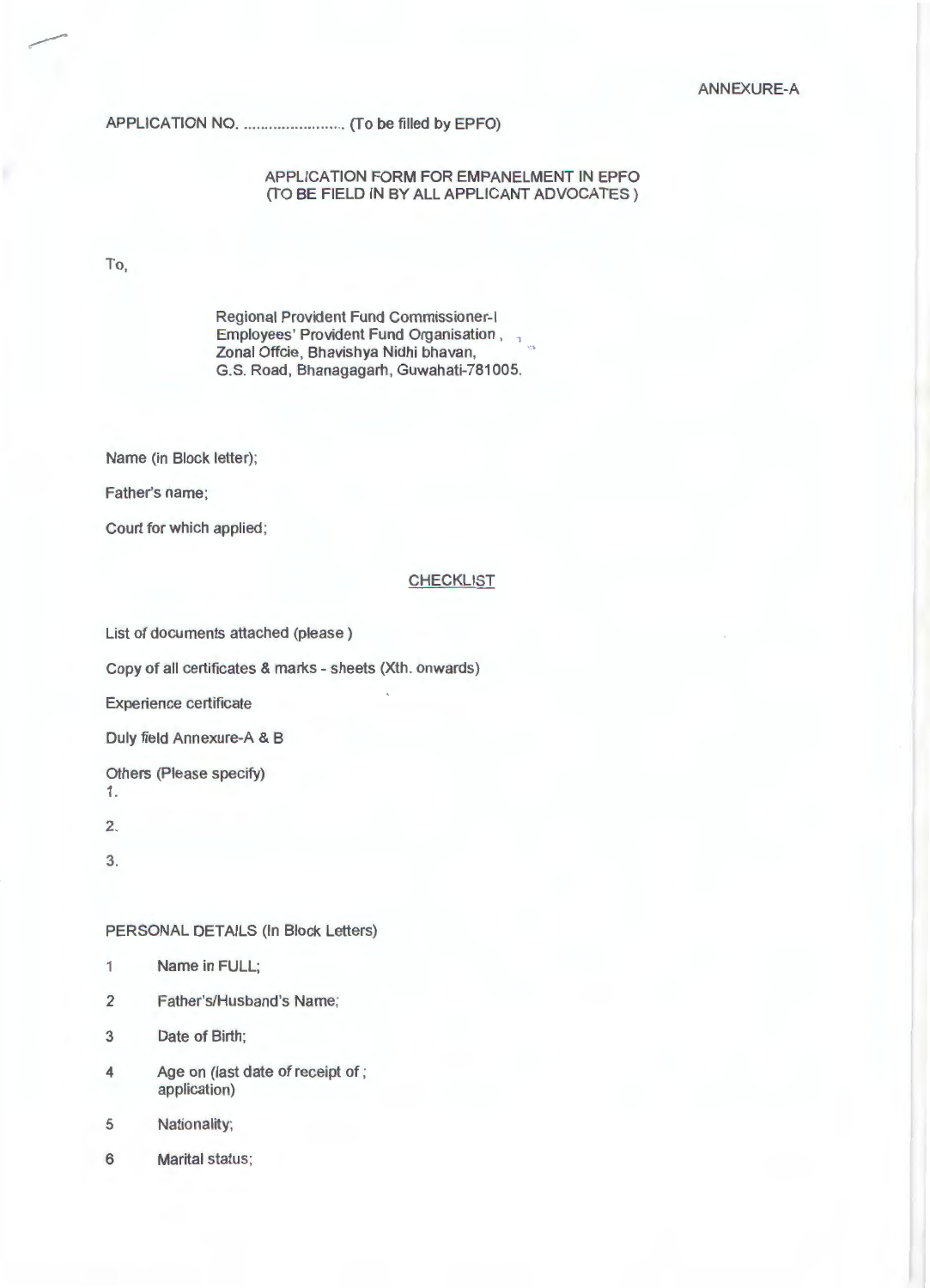ANNEXURE-A

APPLICATION NO. ........................ (To be filled by EPFO)

APPLICATION FORM FOR EMPANELMENT IN EPFO
(TO BE FIELD IN BY ALL APPLICANT ADVOCATES )

To,

Regional Provident Fund Commissioner-I
Employees' Provident Fund Organisation ,
Zonal Offcie, Bhavishya Nidhi bhavan,
G.S. Road, Bhanagagarh, Guwahati-781005.

Name (in Block letter);

Father's name;

Court for which applied;

## CHECKLIST

List of documents attached (please )

Copy of all certificates & marks - sheets (Xth. onwards)

Experience certificate

Duly field Annexure-A & B

Others (Please specify)
1.

2.

3.

PERSONAL DETAILS (In Block Letters)

1 Name in FULL;

2 Father's/Husband's Name;

3 Date of Birth;

4 Age on (last date of receipt of ; application)

5 Nationality;

6 Marital status;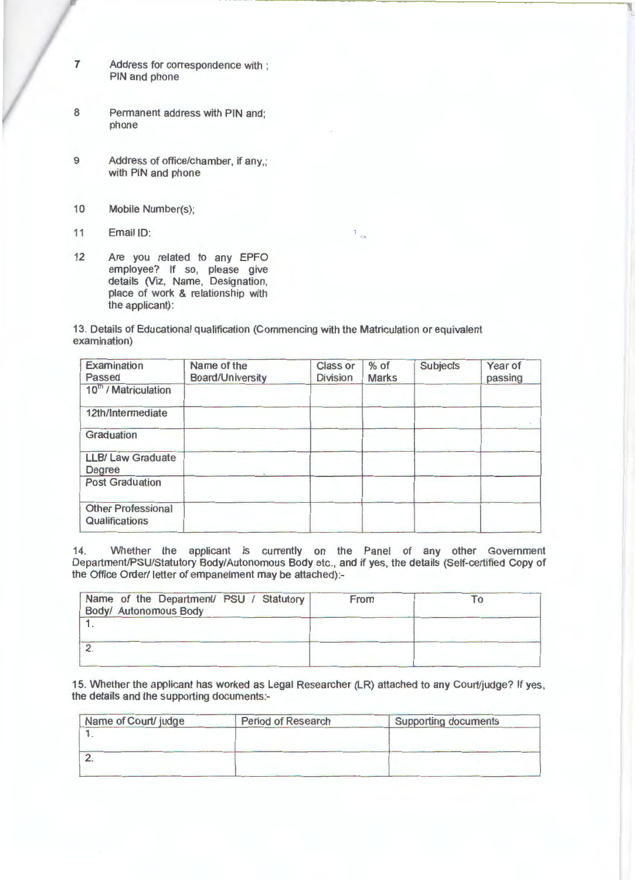7 Address for correspondence with ; PIN and phone

8 Permanent address with PIN and; phone

9 Address of office/chamber, if any,; with PIN and phone

10 Mobile Number(s);

11 Email ID:

12 Are you related to any EPFO employee? If so, please give details (Viz, Name, Designation, place of work & relationship with the applicant):

13. Details of Educational qualification (Commencing with the Matriculation or equivalent examination)

| Examination Passed | Name of the Board/University | Class or Division | % of Marks | Subjects | Year of passing |
|---|---|---|---|---|---|
| 10th / Matriculation | | | | | |
| 12th/Intermediate | | | | | |
| Graduation | | | | | |
| LLB/ Law Graduate Degree | | | | | |
| Post Graduation | | | | | |
| Other Professional Qualifications | | | | | |

14. Whether the applicant is currently on the Panel of any other Government Department/PSU/Statutory Body/Autonomous Body etc., and if yes, the details (Self-certified Copy of the Office Order/ letter of empanelment may be attached):-

| Name of the Department/ PSU / Statutory Body/ Autonomous Body | From | To |
|---|---|---|
| 1. | | |
| 2. | | |

15. Whether the applicant has worked as Legal Researcher (LR) attached to any Court/judge? If yes, the details and the supporting documents:-

| Name of Court/ judge | Period of Research | Supporting documents |
|---|---|---|
| 1. | | |
| 2. | | |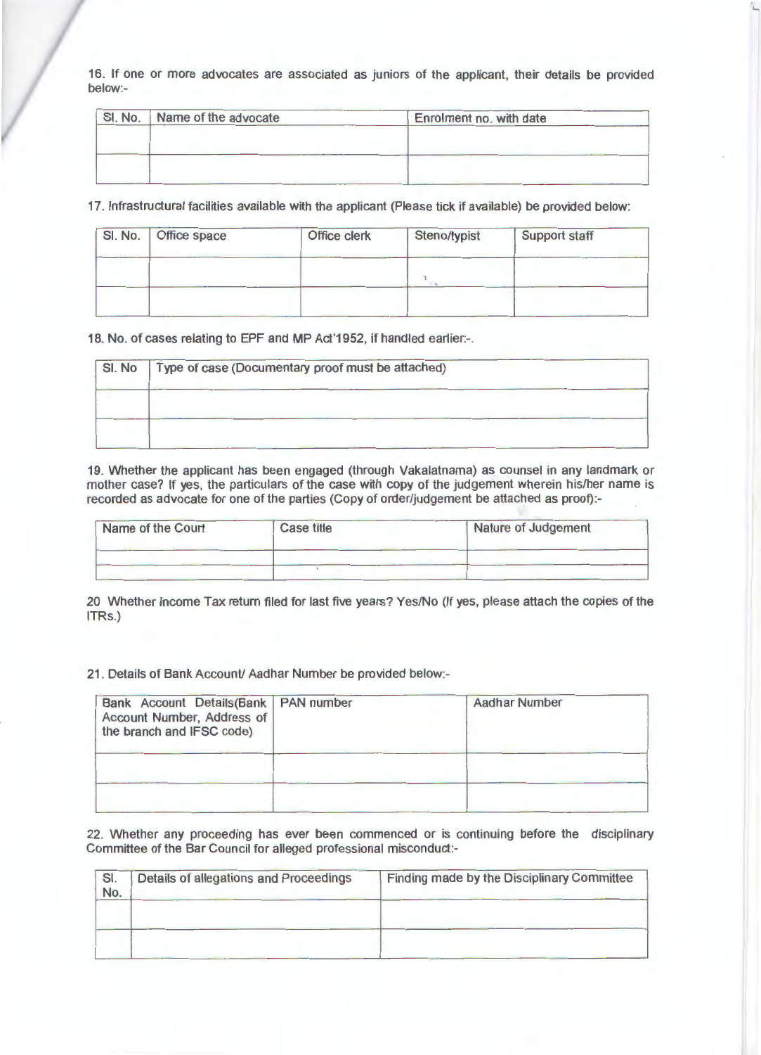16. If one or more advocates are associated as juniors of the applicant, their details be provided below:-

| Sl. No. | Name of the advocate | Enrolment no. with date |
|---|---|---|
| | | |
| | | |

17. Infrastructural facilities available with the applicant (Please tick if available) be provided below:

| Sl. No. | Office space | Office clerk | Steno/typist | Support staff |
|---|---|---|---|---|
| | | | | |
| | | | | |

18. No. of cases relating to EPF and MP Act'1952, if handled earlier:-.

| Sl. No | Type of case (Documentary proof must be attached) |
|---|---|
| | |
| | |

19. Whether the applicant has been engaged (through Vakalatnama) as counsel in any landmark or mother case? If yes, the particulars of the case with copy of the judgement wherein his/her name is recorded as advocate for one of the parties (Copy of order/judgement be attached as proof):-

| Name of the Court | Case title | Nature of Judgement |
|---|---|---|
| | | |
| | | |

20 Whether Income Tax return filed for last five years? Yes/No (If yes, please attach the copies of the ITRs.)

21. Details of Bank Account/ Aadhar Number be provided below:-

| Bank Account Details(Bank Account Number, Address of the branch and IFSC code) | PAN number | Aadhar Number |
|---|---|---|
| | | |
| | | |

22. Whether any proceeding has ever been commenced or is continuing before the disciplinary Committee of the Bar Council for alleged professional misconduct:-

| Sl. No. | Details of allegations and Proceedings | Finding made by the Disciplinary Committee |
|---|---|---|
| | | |
| | | |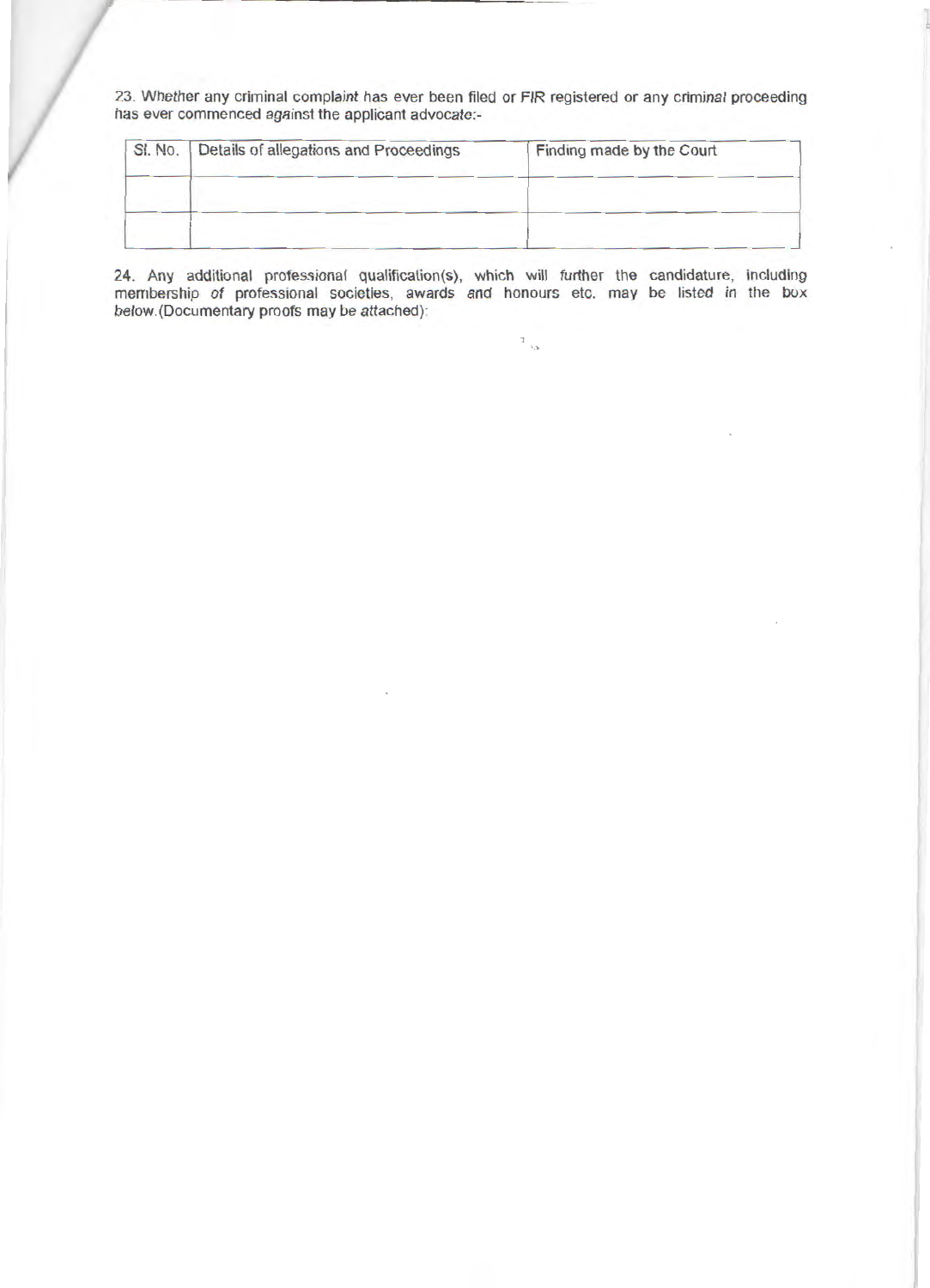23. Whether any criminal complaint has ever been filed or FIR registered or any criminal proceeding has ever commenced against the applicant advocate:-

| Sl. No. | Details of allegations and Proceedings | Finding made by the Court |
|---|---|---|
| | | |
| | | |

24. Any additional professional qualification(s), which will further the candidature, including membership of professional societies, awards and honours etc. may be listed in the box below.(Documentary proofs may be attached):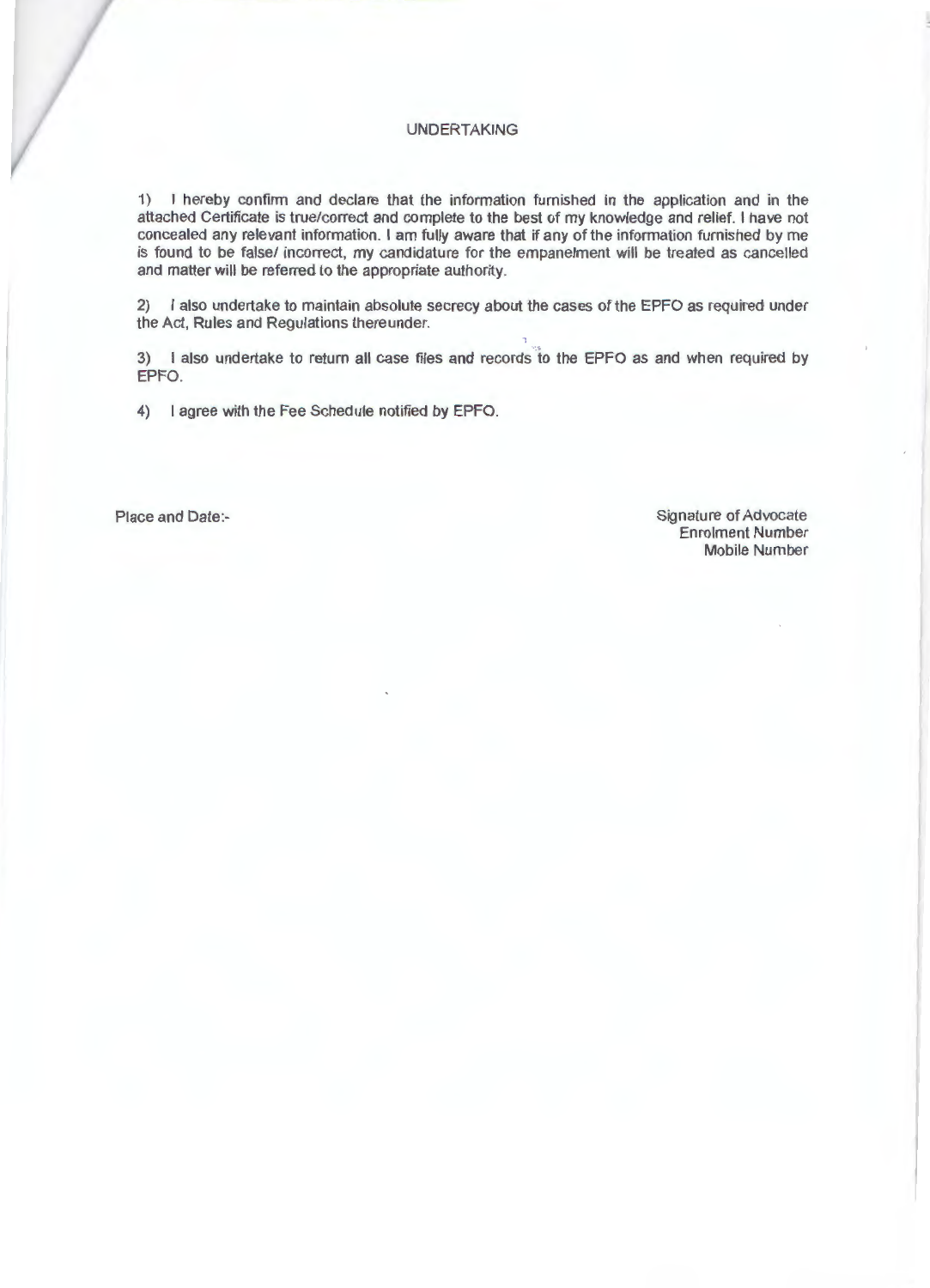# UNDERTAKING

1) I hereby confirm and declare that the information furnished in the application and in the attached Certificate is true/correct and complete to the best of my knowledge and relief. I have not concealed any relevant information. I am fully aware that if any of the information furnished by me is found to be false/ incorrect, my candidature for the empanelment will be treated as cancelled and matter will be referred to the appropriate authority.

2) I also undertake to maintain absolute secrecy about the cases of the EPFO as required under the Act, Rules and Regulations thereunder.

3) I also undertake to return all case files and records to the EPFO as and when required by EPFO.

4) I agree with the Fee Schedule notified by EPFO.

Place and Date:-

Signature of Advocate
Enrolment Number
Mobile Number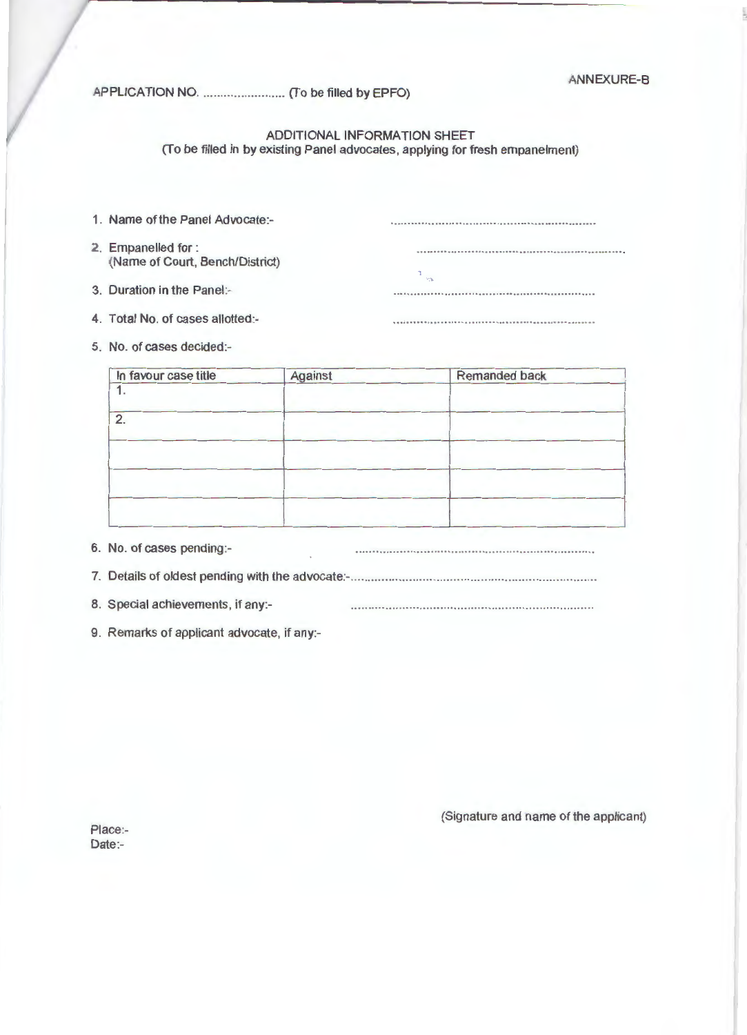ANNEXURE-B

APPLICATION NO. ........................ (To be filled by EPFO)

ADDITIONAL INFORMATION SHEET
(To be filled in by existing Panel advocates, applying for fresh empanelment)

1. Name of the Panel Advocate:- ..........................................................
2. Empanelled for : ..........................................................
   (Name of Court, Bench/District)
3. Duration in the Panel:- ..........................................................
4. Total No. of cases allotted:- ..........................................................
5. No. of cases decided:-

| In favour case title | Against | Remanded back |
|---|---|---|
| 1. | | |
| 2. | | |
| | | |
| | | |
| | | |

6. No. of cases pending:- ..........................................................
7. Details of oldest pending with the advocate:- ..........................................................
8. Special achievements, if any:- ..........................................................
9. Remarks of applicant advocate, if any:-

(Signature and name of the applicant)

Place:-
Date:-